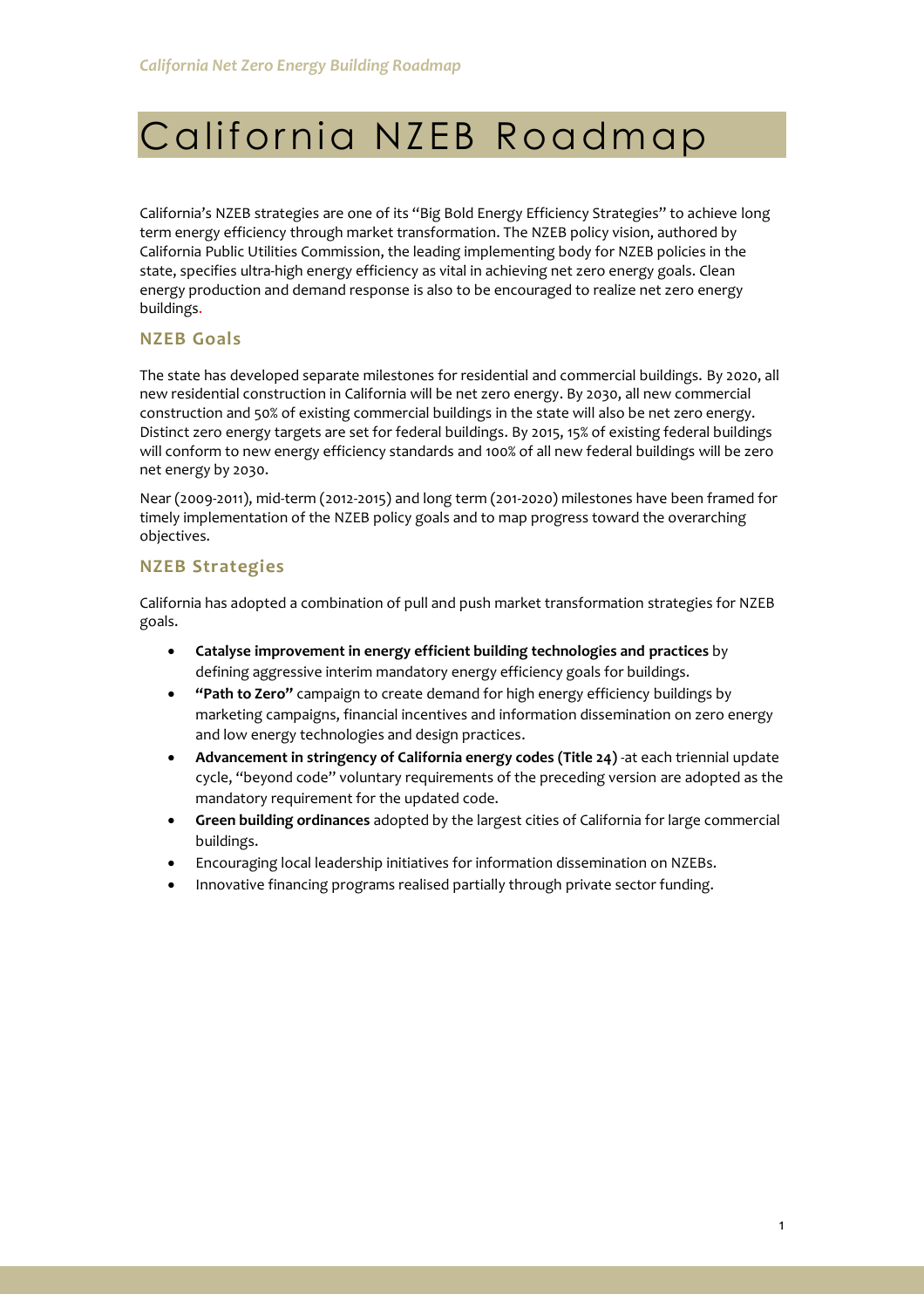# California NZEB Roadmap

California's NZEB strategies are one of its "Big Bold Energy Efficiency Strategies" to achieve long term energy efficiency through market transformation. The NZEB policy vision, authored by California Public Utilities Commission, the leading implementing body for NZEB policies in the state, specifies ultra-high energy efficiency as vital in achieving net zero energy goals. Clean energy production and demand response is also to be encouraged to realize net zero energy buildings.

## NZEB Goals

The state has developed separate milestones for residential and commercial buildings. By 2020, all new residential construction in California will be net zero energy. By 2030, all new commercial construction and 50% of existing commercial buildings in the state will also be net zero energy. Distinct zero energy targets are set for federal buildings. By 2015, 15% of existing federal buildings will conform to new energy efficiency standards and 100% of all new federal buildings will be zero net energy by 2030.

Near (2009-2011), mid-term (2012-2015) and long term (201-2020) milestones have been framed for timely implementation of the NZEB policy goals and to map progress toward the overarching objectives.

## NZEB Strategies

California has adopted a combination of pull and push market transformation strategies for NZEB goals.

- **Catalyse improvement in energy efficient building technologies and practices** by defining aggressive interim mandatory energy efficiency goals for buildings.
- **"Path to Zero"** campaign to create demand for high energy efficiency buildings by marketing campaigns, financial incentives and information dissemination on zero energy and low energy technologies and design practices.
- **Advancement in stringency of California energy codes (Title 24)** -at each triennial update cycle, "beyond code" voluntary requirements of the preceding version are adopted as the mandatory requirement for the updated code.
- **Green building ordinances** adopted by the largest cities of California for large commercial buildings.
- Encouraging local leadership initiatives for information dissemination on NZEBs.
- Innovative financing programs realised partially through private sector funding.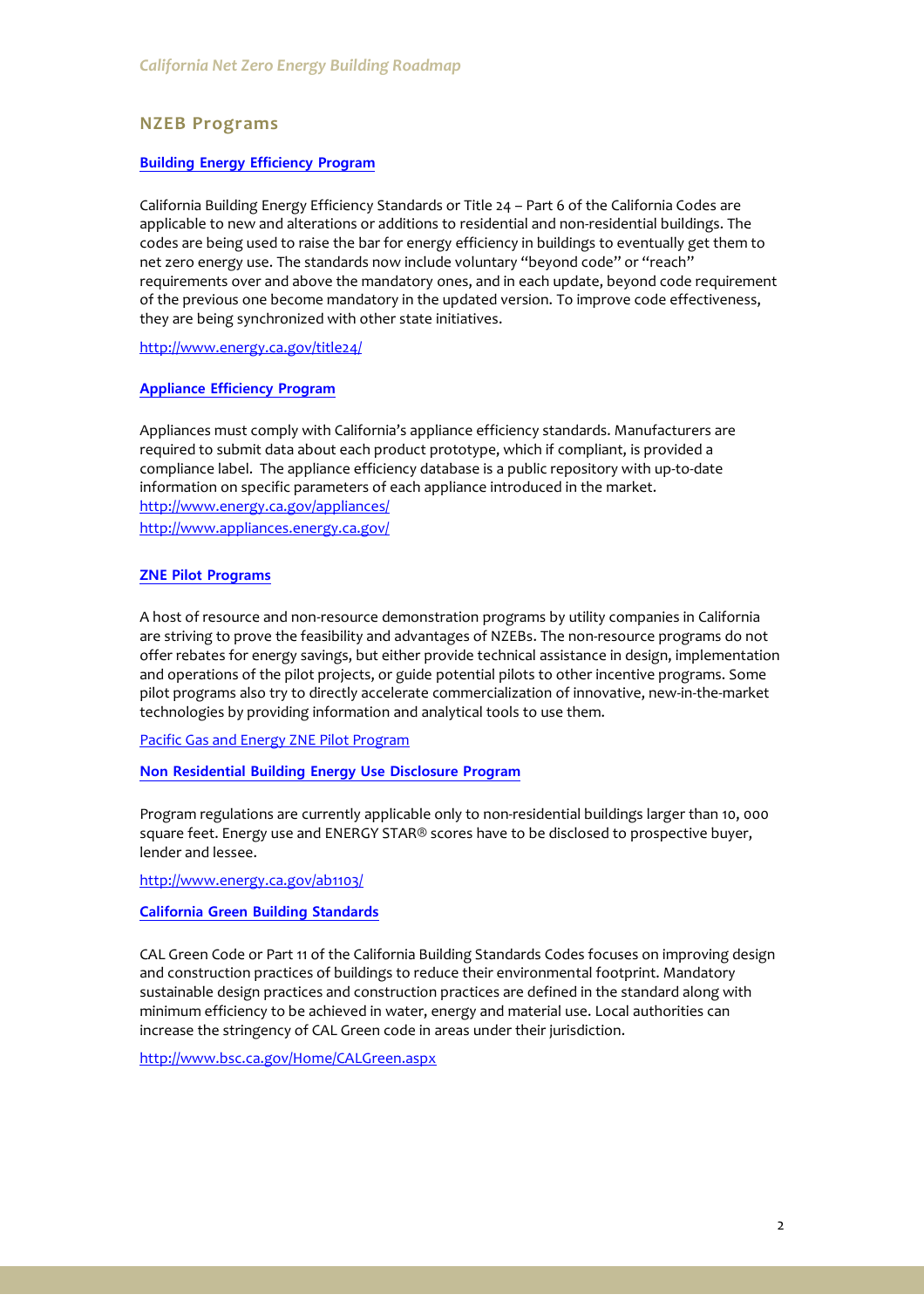## NZEB Programs

### [Building Energy Efficiency Program](http://www.energy.ca.gov/title24/)

California Building Energy Efficiency Standards or Title 24 – Part 6 of the California Codes are applicable to new and alterations or additions to residential and non-residential buildings. The codes are being used to raise the bar for energy efficiency in buildings to eventually get them to net zero energy use. The standards now include voluntary "beyond code" or "reach" requirements over and above the mandatory ones, and in each update, beyond code requirement of the previous one become mandatory in the updated version. To improve code effectiveness, they are being synchronized with other state initiatives.

http://www.energy.ca.gov/title24/

### Appliance Efficiency Program

Appliances must comply with California's appliance efficiency standards. Manufacturers are required to submit data about each product prototype, which if compliant, is provided a compliance label. The appliance efficiency database is a public repository with up-to-date information on specific parameters of each appliance introduced in the market.

http://www.energy.ca.gov/appliances/

http://www.appliances.energy.ca.gov/

### ZNE Pilot Programs

A host of resource and non-resource demonstration programs by utility companies in California are striving to prove the feasibility and advantages of NZEBs. The non-resource programs do not offer rebates for energy savings, but either provide technical assistance in design, implementation and operations of the pilot projects, or guide potential pilots to other incentive programs. Some pilot programs also try to directly accelerate commercialization of innovative, new-in-the-market technologies by providing information and analytical tools to use them.

Pacific Gas and Energy ZNE Pilot Program

### Non Residential Building Energy Use Disclosure Program

Program regulations are currently applicable only to non-residential buildings larger than 10, 000 square feet. Energy use and ENERGY STAR® scores have to be disclosed to prospective buyer, lender and lessee.

http://www.energy.ca.gov/ab1103/

### California Green Building Standards

CAL Green Code or Part 11 of the California Building Standards Codes focuses on improving design and construction practices of buildings to reduce their environmental footprint. Mandatory sustainable design practices and construction practices are defined in the standard along with minimum efficiency to be achieved in water, energy and material use. Local authorities can increase the stringency of CAL Green code in areas under their jurisdiction.

http://www.bsc.ca.gov/Home/CALGreen.aspx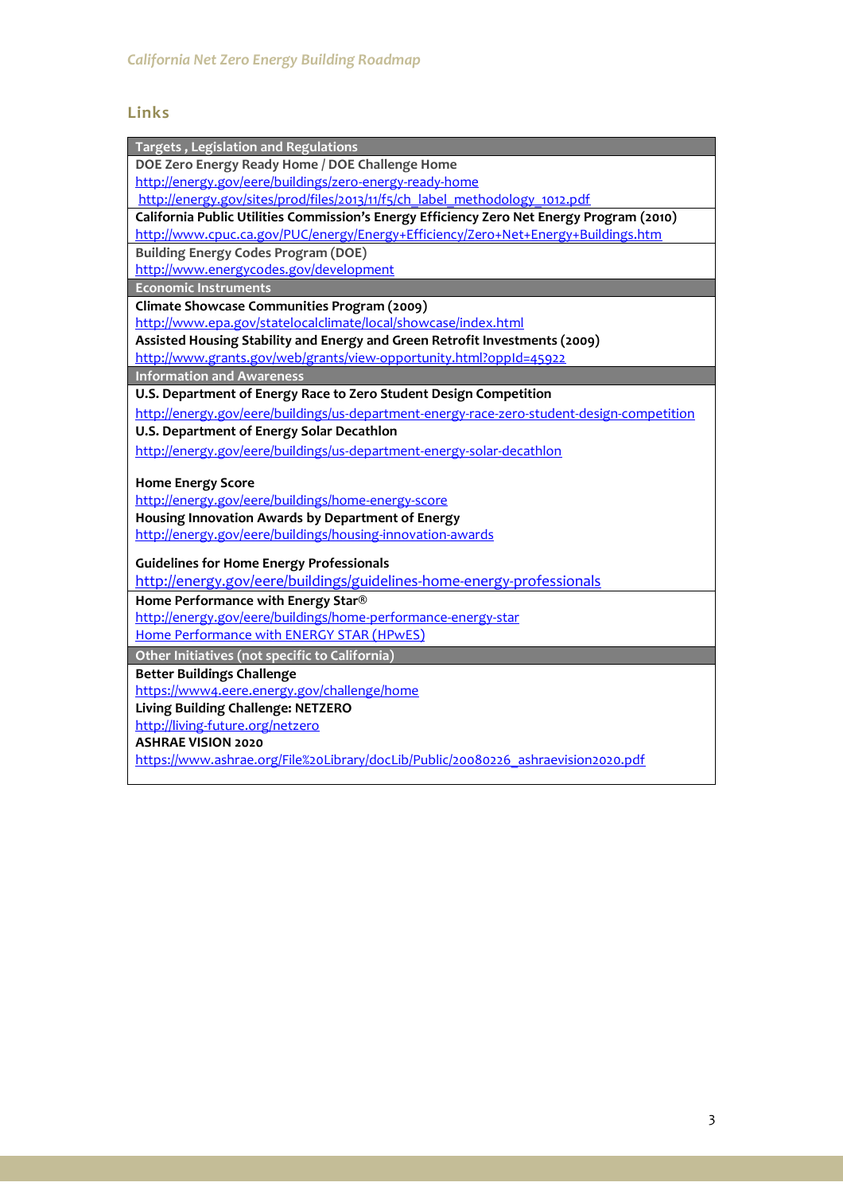## Links

| Targets , Legislation and Regulations |
|---|
| **DOE Zero Energy Ready Home / DOE Challenge Home**<br>http://energy.gov/eere/buildings/zero-energy-ready-home<br>http://energy.gov/sites/prod/files/2013/11/f5/ch_label_methodology_1012.pdf |
| **California Public Utilities Commission's Energy Efficiency Zero Net Energy Program (2010)**<br>http://www.cpuc.ca.gov/PUC/energy/Energy+Efficiency/Zero+Net+Energy+Buildings.htm |
| **Building Energy Codes Program (DOE)**<br>http://www.energycodes.gov/development |
| **Economic Instruments** |
| **Climate Showcase Communities Program (2009)**<br>http://www.epa.gov/statelocalclimate/local/showcase/index.html<br>**Assisted Housing Stability and Energy and Green Retrofit Investments (2009)**<br>http://www.grants.gov/web/grants/view-opportunity.html?oppId=45922 |
| **Information and Awareness** |
| **U.S. Department of Energy Race to Zero Student Design Competition**<br>http://energy.gov/eere/buildings/us-department-energy-race-zero-student-design-competition<br>**U.S. Department of Energy Solar Decathlon**<br>http://energy.gov/eere/buildings/us-department-energy-solar-decathlon<br><br>**Home Energy Score**<br>http://energy.gov/eere/buildings/home-energy-score<br>**Housing Innovation Awards by Department of Energy**<br>http://energy.gov/eere/buildings/housing-innovation-awards<br><br>**Guidelines for Home Energy Professionals**<br>http://energy.gov/eere/buildings/guidelines-home-energy-professionals |
| **Home Performance with Energy Star®**<br>http://energy.gov/eere/buildings/home-performance-energy-star<br>Home Performance with ENERGY STAR (HPwES) |
| **Other Initiatives (not specific to California)** |
| **Better Buildings Challenge**<br>https://www4.eere.energy.gov/challenge/home<br>**Living Building Challenge: NETZERO**<br>http://living-future.org/netzero<br>**ASHRAE VISION 2020**<br>https://www.ashrae.org/File%20Library/docLib/Public/20080226_ashraevision2020.pdf |